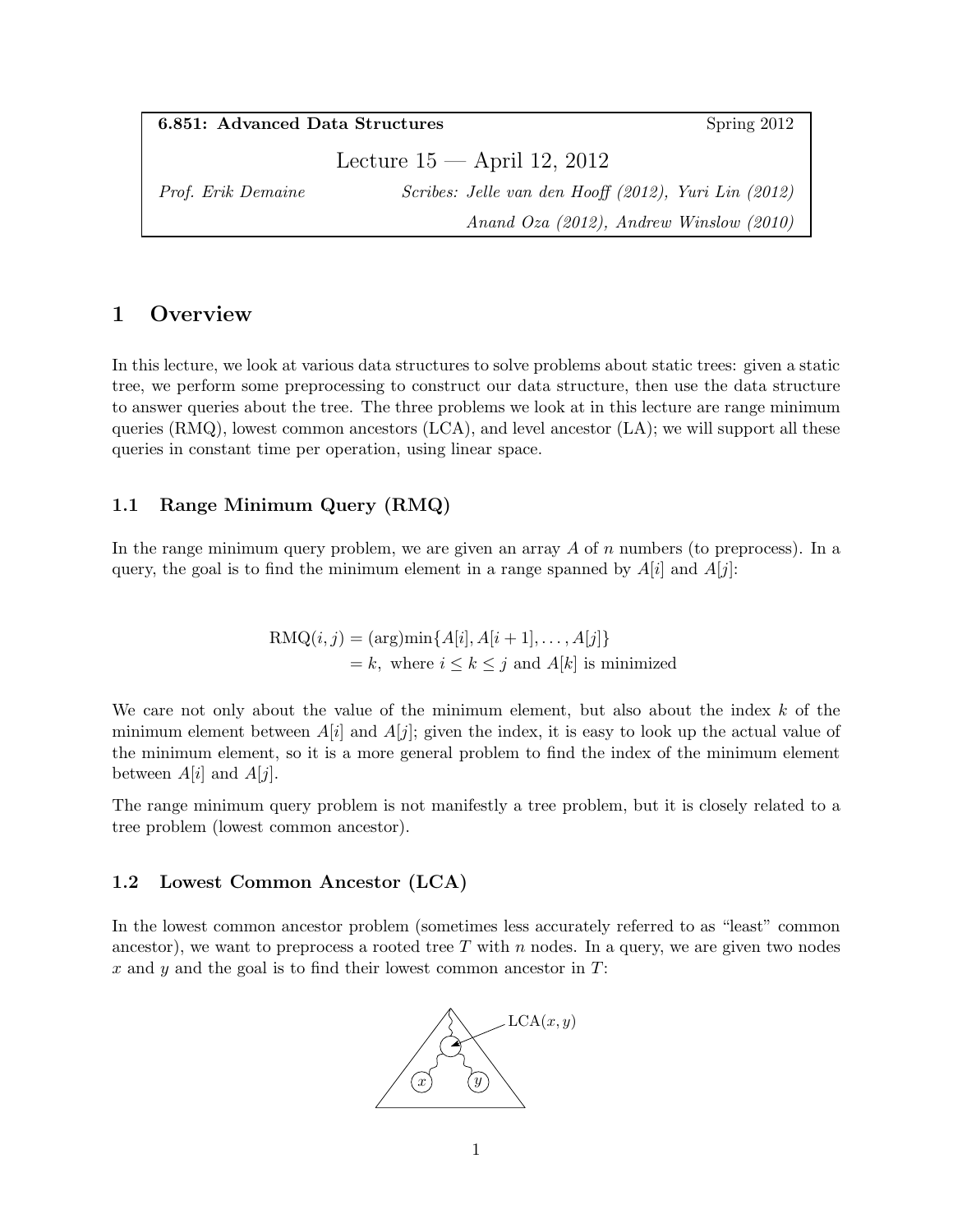**6.851: Advanced Data Structures** Spring 2012

# Lecture 15 — April 12, 2012

*Prof. Erik Demaine* *Scribes: Jelle van den Hooff (2012), Yuri Lin (2012) Anand Oza (2012), Andrew Winslow (2010)*

## 1 Overview

In this lecture, we look at various data structures to solve problems about static trees: given a static tree, we perform some preprocessing to construct our data structure, then use the data structure to answer queries about the tree. The three problems we look at in this lecture are range minimum queries (RMQ), lowest common ancestors (LCA), and level ancestor (LA); we will support all these queries in constant time per operation, using linear space.

### 1.1 Range Minimum Query (RMQ)

In the range minimum query problem, we are given an array $A$ of $n$ numbers (to preprocess). In a query, the goal is to find the minimum element in a range spanned by $A[i]$ and $A[j]$:

$$\begin{aligned} \text{RMQ}(i,j) &= (\text{arg})\text{min}\{A[i], A[i+1], \ldots, A[j]\} \\ &= k, \text{ where } i \leq k \leq j \text{ and } A[k] \text{ is minimized} \end{aligned}$$

We care not only about the value of the minimum element, but also about the index $k$ of the minimum element between $A[i]$ and $A[j]$; given the index, it is easy to look up the actual value of the minimum element, so it is a more general problem to find the index of the minimum element between $A[i]$ and $A[j]$.

The range minimum query problem is not manifestly a tree problem, but it is closely related to a tree problem (lowest common ancestor).

### 1.2 Lowest Common Ancestor (LCA)

In the lowest common ancestor problem (sometimes less accurately referred to as "least" common ancestor), we want to preprocess a rooted tree $T$ with $n$ nodes. In a query, we are given two nodes $x$ and $y$ and the goal is to find their lowest common ancestor in $T$: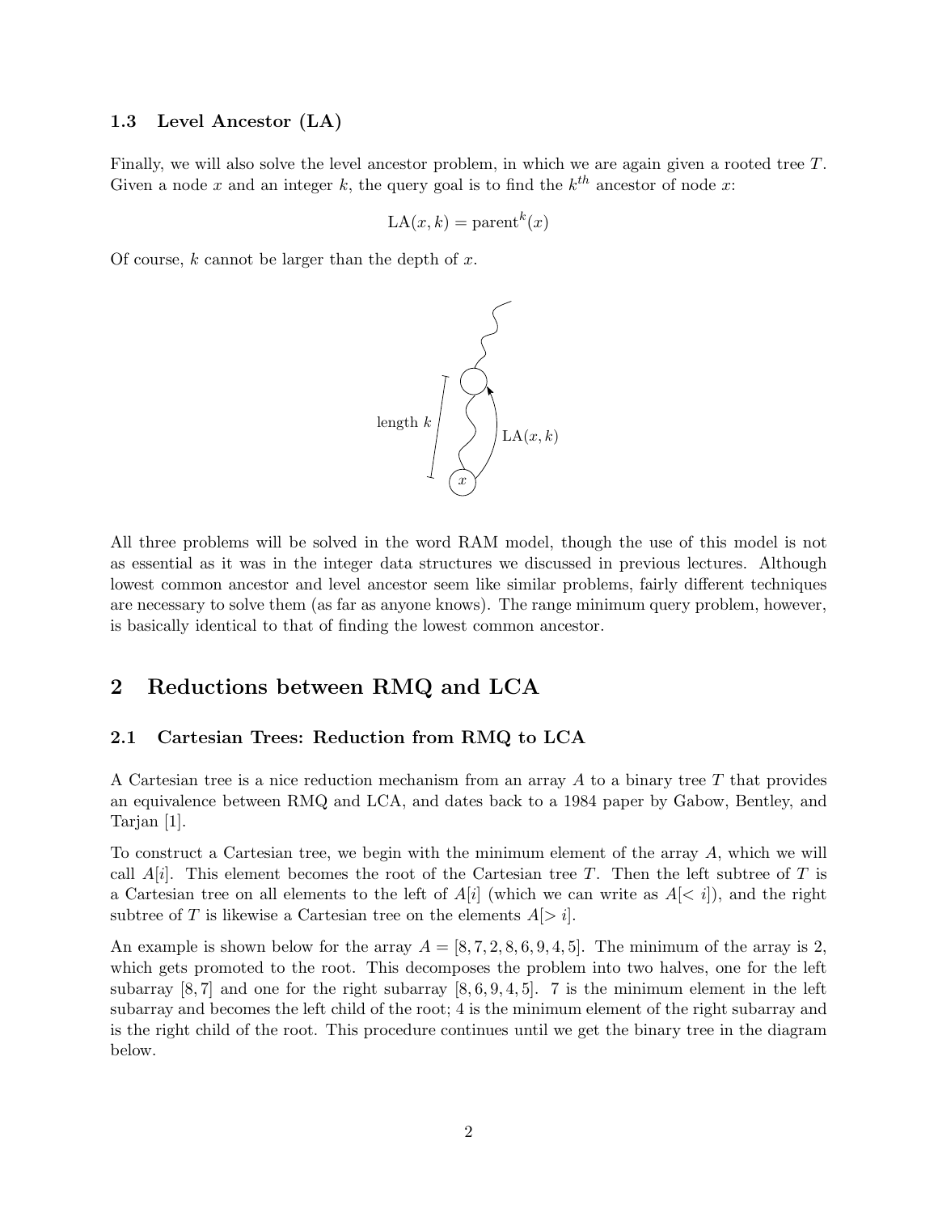### 1.3 Level Ancestor (LA)

Finally, we will also solve the level ancestor problem, in which we are again given a rooted tree $T$. Given a node $x$ and an integer $k$, the query goal is to find the $k^{th}$ ancestor of node $x$:

$$\text{LA}(x, k) = \text{parent}^k(x)$$

Of course, $k$ cannot be larger than the depth of $x$.

All three problems will be solved in the word RAM model, though the use of this model is not as essential as it was in the integer data structures we discussed in previous lectures. Although lowest common ancestor and level ancestor seem like similar problems, fairly different techniques are necessary to solve them (as far as anyone knows). The range minimum query problem, however, is basically identical to that of finding the lowest common ancestor.

## 2 Reductions between RMQ and LCA

### 2.1 Cartesian Trees: Reduction from RMQ to LCA

A Cartesian tree is a nice reduction mechanism from an array $A$ to a binary tree $T$ that provides an equivalence between RMQ and LCA, and dates back to a 1984 paper by Gabow, Bentley, and Tarjan [1].

To construct a Cartesian tree, we begin with the minimum element of the array $A$, which we will call $A[i]$. This element becomes the root of the Cartesian tree $T$. Then the left subtree of $T$ is a Cartesian tree on all elements to the left of $A[i]$ (which we can write as $A[< i]$), and the right subtree of $T$ is likewise a Cartesian tree on the elements $A[> i]$.

An example is shown below for the array $A = [8, 7, 2, 8, 6, 9, 4, 5]$. The minimum of the array is 2, which gets promoted to the root. This decomposes the problem into two halves, one for the left subarray $[8, 7]$ and one for the right subarray $[8, 6, 9, 4, 5]$. 7 is the minimum element in the left subarray and becomes the left child of the root; 4 is the minimum element of the right subarray and is the right child of the root. This procedure continues until we get the binary tree in the diagram below.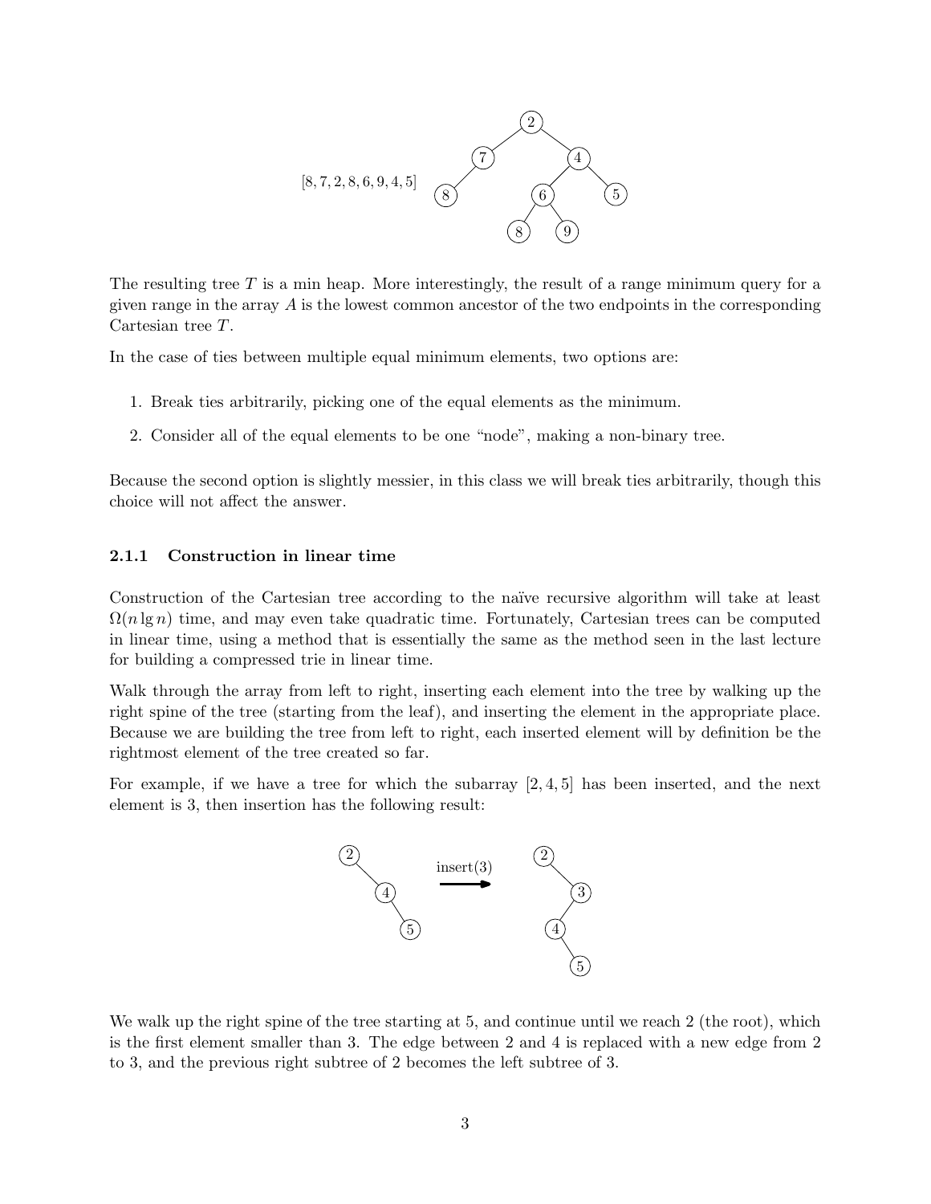[8, 7, 2, 8, 6, 9, 4, 5]

The resulting tree $T$ is a min heap. More interestingly, the result of a range minimum query for a given range in the array $A$ is the lowest common ancestor of the two endpoints in the corresponding Cartesian tree $T$.

In the case of ties between multiple equal minimum elements, two options are:

1. Break ties arbitrarily, picking one of the equal elements as the minimum.
2. Consider all of the equal elements to be one "node", making a non-binary tree.

Because the second option is slightly messier, in this class we will break ties arbitrarily, though this choice will not affect the answer.

### 2.1.1 Construction in linear time

Construction of the Cartesian tree according to the naïve recursive algorithm will take at least $\Omega(n \lg n)$ time, and may even take quadratic time. Fortunately, Cartesian trees can be computed in linear time, using a method that is essentially the same as the method seen in the last lecture for building a compressed trie in linear time.

Walk through the array from left to right, inserting each element into the tree by walking up the right spine of the tree (starting from the leaf), and inserting the element in the appropriate place. Because we are building the tree from left to right, each inserted element will by definition be the rightmost element of the tree created so far.

For example, if we have a tree for which the subarray $[2, 4, 5]$ has been inserted, and the next element is 3, then insertion has the following result:

insert(3)

We walk up the right spine of the tree starting at 5, and continue until we reach 2 (the root), which is the first element smaller than 3. The edge between 2 and 4 is replaced with a new edge from 2 to 3, and the previous right subtree of 2 becomes the left subtree of 3.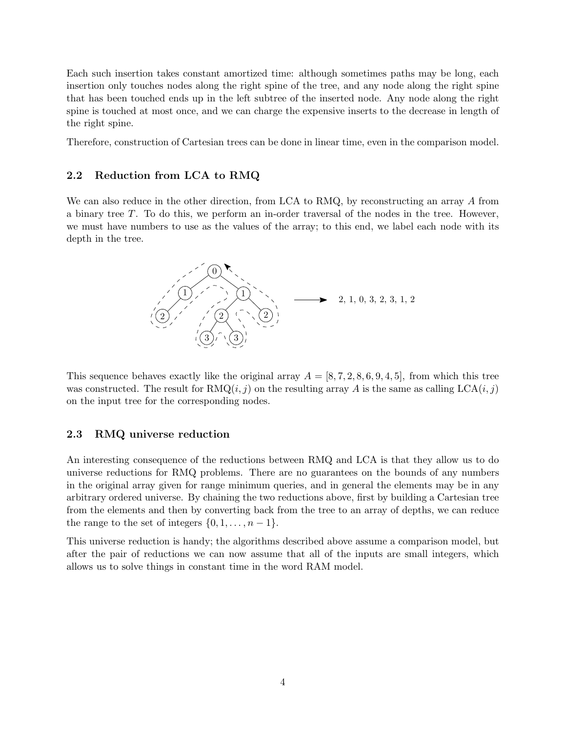Each such insertion takes constant amortized time: although sometimes paths may be long, each insertion only touches nodes along the right spine of the tree, and any node along the right spine that has been touched ends up in the left subtree of the inserted node. Any node along the right spine is touched at most once, and we can charge the expensive inserts to the decrease in length of the right spine.

Therefore, construction of Cartesian trees can be done in linear time, even in the comparison model.

### 2.2 Reduction from LCA to RMQ

We can also reduce in the other direction, from LCA to RMQ, by reconstructing an array $A$ from a binary tree $T$. To do this, we perform an in-order traversal of the nodes in the tree. However, we must have numbers to use as the values of the array; to this end, we label each node with its depth in the tree.

2, 1, 0, 3, 2, 3, 1, 2

This sequence behaves exactly like the original array $A = [8, 7, 2, 8, 6, 9, 4, 5]$, from which this tree was constructed. The result for $\text{RMQ}(i, j)$ on the resulting array $A$ is the same as calling $\text{LCA}(i, j)$ on the input tree for the corresponding nodes.

### 2.3 RMQ universe reduction

An interesting consequence of the reductions between RMQ and LCA is that they allow us to do universe reductions for RMQ problems. There are no guarantees on the bounds of any numbers in the original array given for range minimum queries, and in general the elements may be in any arbitrary ordered universe. By chaining the two reductions above, first by building a Cartesian tree from the elements and then by converting back from the tree to an array of depths, we can reduce the range to the set of integers $\{0, 1, \ldots, n-1\}$.

This universe reduction is handy; the algorithms described above assume a comparison model, but after the pair of reductions we can now assume that all of the inputs are small integers, which allows us to solve things in constant time in the word RAM model.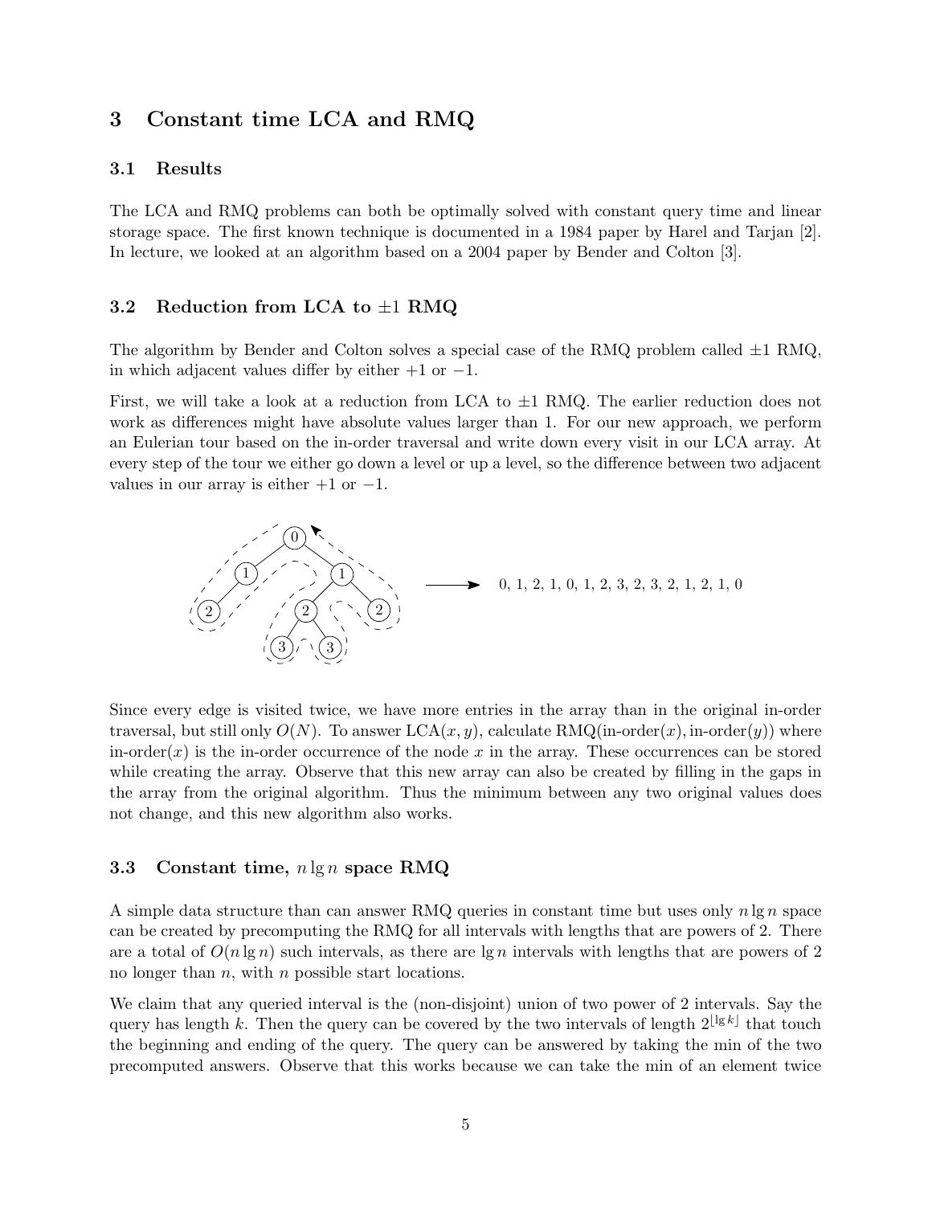# 3 Constant time LCA and RMQ

## 3.1 Results

The LCA and RMQ problems can both be optimally solved with constant query time and linear storage space. The first known technique is documented in a 1984 paper by Harel and Tarjan [2]. In lecture, we looked at an algorithm based on a 2004 paper by Bender and Colton [3].

## 3.2 Reduction from LCA to $\pm 1$ RMQ

The algorithm by Bender and Colton solves a special case of the RMQ problem called $\pm 1$ RMQ, in which adjacent values differ by either $+1$ or $-1$.

First, we will take a look at a reduction from LCA to $\pm 1$ RMQ. The earlier reduction does not work as differences might have absolute values larger than 1. For our new approach, we perform an Eulerian tour based on the in-order traversal and write down every visit in our LCA array. At every step of the tour we either go down a level or up a level, so the difference between two adjacent values in our array is either $+1$ or $-1$.

0, 1, 2, 1, 0, 1, 2, 3, 2, 3, 2, 1, 2, 1, 0

Since every edge is visited twice, we have more entries in the array than in the original in-order traversal, but still only $O(N)$. To answer $\text{LCA}(x, y)$, calculate $\text{RMQ}(\text{in-order}(x), \text{in-order}(y))$ where $\text{in-order}(x)$ is the in-order occurrence of the node $x$ in the array. These occurrences can be stored while creating the array. Observe that this new array can also be created by filling in the gaps in the array from the original algorithm. Thus the minimum between any two original values does not change, and this new algorithm also works.

## 3.3 Constant time, $n \lg n$ space RMQ

A simple data structure than can answer RMQ queries in constant time but uses only $n \lg n$ space can be created by precomputing the RMQ for all intervals with lengths that are powers of 2. There are a total of $O(n \lg n)$ such intervals, as there are $\lg n$ intervals with lengths that are powers of 2 no longer than $n$, with $n$ possible start locations.

We claim that any queried interval is the (non-disjoint) union of two power of 2 intervals. Say the query has length $k$. Then the query can be covered by the two intervals of length $2^{\lfloor \lg k \rfloor}$ that touch the beginning and ending of the query. The query can be answered by taking the min of the two precomputed answers. Observe that this works because we can take the min of an element twice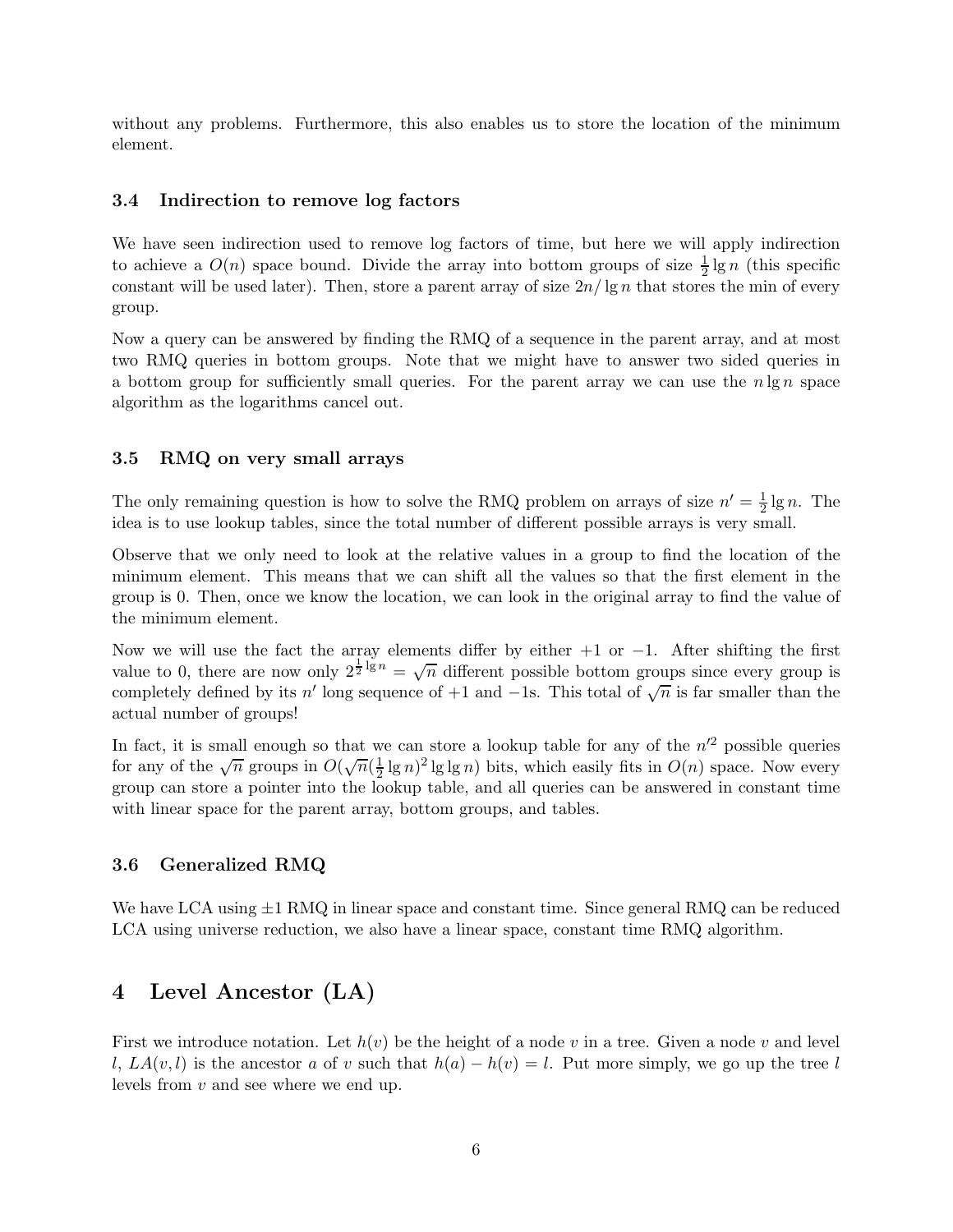without any problems. Furthermore, this also enables us to store the location of the minimum element.

### 3.4 Indirection to remove log factors

We have seen indirection used to remove log factors of time, but here we will apply indirection to achieve a $O(n)$ space bound. Divide the array into bottom groups of size $\frac{1}{2}\lg n$ (this specific constant will be used later). Then, store a parent array of size $2n/\lg n$ that stores the min of every group.

Now a query can be answered by finding the RMQ of a sequence in the parent array, and at most two RMQ queries in bottom groups. Note that we might have to answer two sided queries in a bottom group for sufficiently small queries. For the parent array we can use the $n \lg n$ space algorithm as the logarithms cancel out.

### 3.5 RMQ on very small arrays

The only remaining question is how to solve the RMQ problem on arrays of size $n' = \frac{1}{2}\lg n$. The idea is to use lookup tables, since the total number of different possible arrays is very small.

Observe that we only need to look at the relative values in a group to find the location of the minimum element. This means that we can shift all the values so that the first element in the group is 0. Then, once we know the location, we can look in the original array to find the value of the minimum element.

Now we will use the fact the array elements differ by either $+1$ or $-1$. After shifting the first value to 0, there are now only $2^{\frac{1}{2}\lg n} = \sqrt{n}$ different possible bottom groups since every group is completely defined by its $n'$ long sequence of $+1$ and $-1$s. This total of $\sqrt{n}$ is far smaller than the actual number of groups!

In fact, it is small enough so that we can store a lookup table for any of the $n'^2$ possible queries for any of the $\sqrt{n}$ groups in $O(\sqrt{n}(\frac{1}{2}\lg n)^2 \lg\lg n)$ bits, which easily fits in $O(n)$ space. Now every group can store a pointer into the lookup table, and all queries can be answered in constant time with linear space for the parent array, bottom groups, and tables.

### 3.6 Generalized RMQ

We have LCA using $\pm 1$ RMQ in linear space and constant time. Since general RMQ can be reduced LCA using universe reduction, we also have a linear space, constant time RMQ algorithm.

## 4 Level Ancestor (LA)

First we introduce notation. Let $h(v)$ be the height of a node $v$ in a tree. Given a node $v$ and level $l$, $LA(v, l)$ is the ancestor $a$ of $v$ such that $h(a) - h(v) = l$. Put more simply, we go up the tree $l$ levels from $v$ and see where we end up.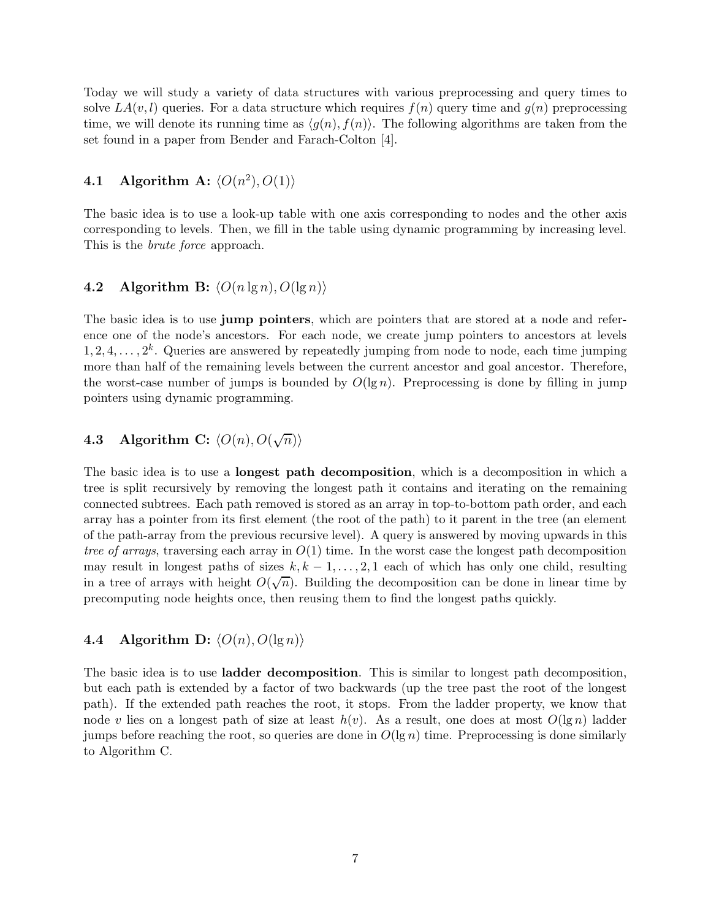Today we will study a variety of data structures with various preprocessing and query times to solve $LA(v, l)$ queries. For a data structure which requires $f(n)$ query time and $g(n)$ preprocessing time, we will denote its running time as $\langle g(n), f(n) \rangle$. The following algorithms are taken from the set found in a paper from Bender and Farach-Colton [4].

### 4.1 Algorithm A: $\langle O(n^2), O(1) \rangle$

The basic idea is to use a look-up table with one axis corresponding to nodes and the other axis corresponding to levels. Then, we fill in the table using dynamic programming by increasing level. This is the *brute force* approach.

### 4.2 Algorithm B: $\langle O(n \lg n), O(\lg n) \rangle$

The basic idea is to use **jump pointers**, which are pointers that are stored at a node and reference one of the node's ancestors. For each node, we create jump pointers to ancestors at levels $1, 2, 4, \ldots, 2^k$. Queries are answered by repeatedly jumping from node to node, each time jumping more than half of the remaining levels between the current ancestor and goal ancestor. Therefore, the worst-case number of jumps is bounded by $O(\lg n)$. Preprocessing is done by filling in jump pointers using dynamic programming.

### 4.3 Algorithm C: $\langle O(n), O(\sqrt{n}) \rangle$

The basic idea is to use a **longest path decomposition**, which is a decomposition in which a tree is split recursively by removing the longest path it contains and iterating on the remaining connected subtrees. Each path removed is stored as an array in top-to-bottom path order, and each array has a pointer from its first element (the root of the path) to it parent in the tree (an element of the path-array from the previous recursive level). A query is answered by moving upwards in this *tree of arrays*, traversing each array in $O(1)$ time. In the worst case the longest path decomposition may result in longest paths of sizes $k, k-1, \ldots, 2, 1$ each of which has only one child, resulting in a tree of arrays with height $O(\sqrt{n})$. Building the decomposition can be done in linear time by precomputing node heights once, then reusing them to find the longest paths quickly.

### 4.4 Algorithm D: $\langle O(n), O(\lg n) \rangle$

The basic idea is to use **ladder decomposition**. This is similar to longest path decomposition, but each path is extended by a factor of two backwards (up the tree past the root of the longest path). If the extended path reaches the root, it stops. From the ladder property, we know that node $v$ lies on a longest path of size at least $h(v)$. As a result, one does at most $O(\lg n)$ ladder jumps before reaching the root, so queries are done in $O(\lg n)$ time. Preprocessing is done similarly to Algorithm C.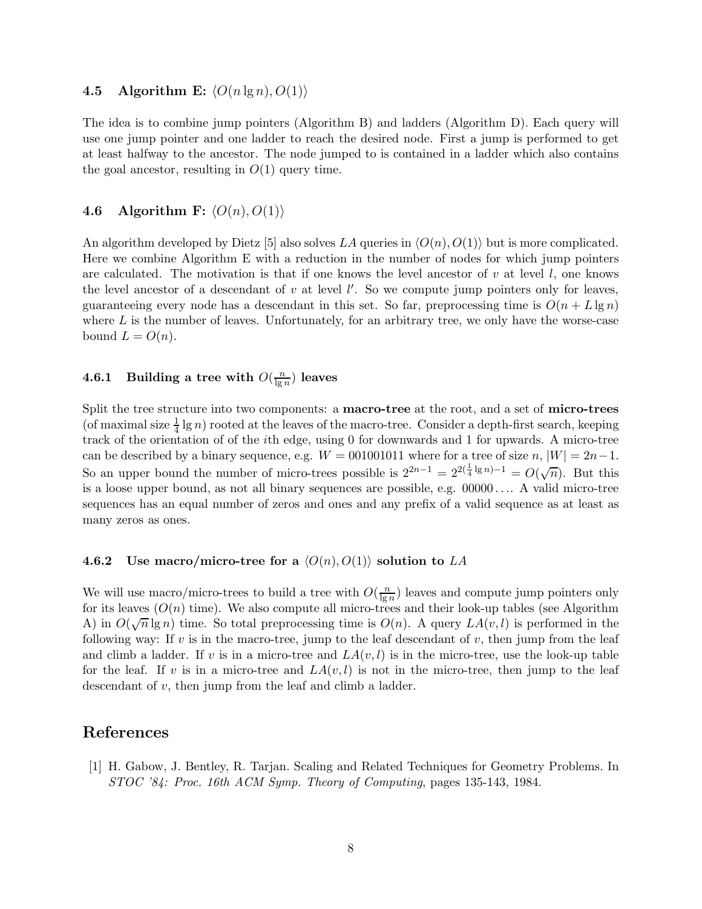### 4.5 Algorithm E: $\langle O(n \lg n), O(1) \rangle$

The idea is to combine jump pointers (Algorithm B) and ladders (Algorithm D). Each query will use one jump pointer and one ladder to reach the desired node. First a jump is performed to get at least halfway to the ancestor. The node jumped to is contained in a ladder which also contains the goal ancestor, resulting in $O(1)$ query time.

### 4.6 Algorithm F: $\langle O(n), O(1) \rangle$

An algorithm developed by Dietz [5] also solves $LA$ queries in $\langle O(n), O(1) \rangle$ but is more complicated. Here we combine Algorithm E with a reduction in the number of nodes for which jump pointers are calculated. The motivation is that if one knows the level ancestor of $v$ at level $l$, one knows the level ancestor of a descendant of $v$ at level $l'$. So we compute jump pointers only for leaves, guaranteeing every node has a descendant in this set. So far, preprocessing time is $O(n + L \lg n)$ where $L$ is the number of leaves. Unfortunately, for an arbitrary tree, we only have the worse-case bound $L = O(n)$.

#### 4.6.1 Building a tree with $O(\frac{n}{\lg n})$ leaves

Split the tree structure into two components: a **macro-tree** at the root, and a set of **micro-trees** (of maximal size $\frac{1}{4} \lg n$) rooted at the leaves of the macro-tree. Consider a depth-first search, keeping track of the orientation of of the $i$th edge, using 0 for downwards and 1 for upwards. A micro-tree can be described by a binary sequence, e.g. $W = 001001011$ where for a tree of size $n$, $|W| = 2n - 1$. So an upper bound the number of micro-trees possible is $2^{2n-1} = 2^{2(\frac{1}{4}\lg n)-1} = O(\sqrt{n})$. But this is a loose upper bound, as not all binary sequences are possible, e.g. $00000\ldots$. A valid micro-tree sequences has an equal number of zeros and ones and any prefix of a valid sequence as at least as many zeros as ones.

#### 4.6.2 Use macro/micro-tree for a $\langle O(n), O(1) \rangle$ solution to $LA$

We will use macro/micro-trees to build a tree with $O(\frac{n}{\lg n})$ leaves and compute jump pointers only for its leaves ($O(n)$ time). We also compute all micro-trees and their look-up tables (see Algorithm A) in $O(\sqrt{n} \lg n)$ time. So total preprocessing time is $O(n)$. A query $LA(v, l)$ is performed in the following way: If $v$ is in the macro-tree, jump to the leaf descendant of $v$, then jump from the leaf and climb a ladder. If $v$ is in a micro-tree and $LA(v, l)$ is in the micro-tree, use the look-up table for the leaf. If $v$ is in a micro-tree and $LA(v, l)$ is not in the micro-tree, then jump to the leaf descendant of $v$, then jump from the leaf and climb a ladder.

## References

[1] H. Gabow, J. Bentley, R. Tarjan. Scaling and Related Techniques for Geometry Problems. In *STOC '84: Proc. 16th ACM Symp. Theory of Computing*, pages 135-143, 1984.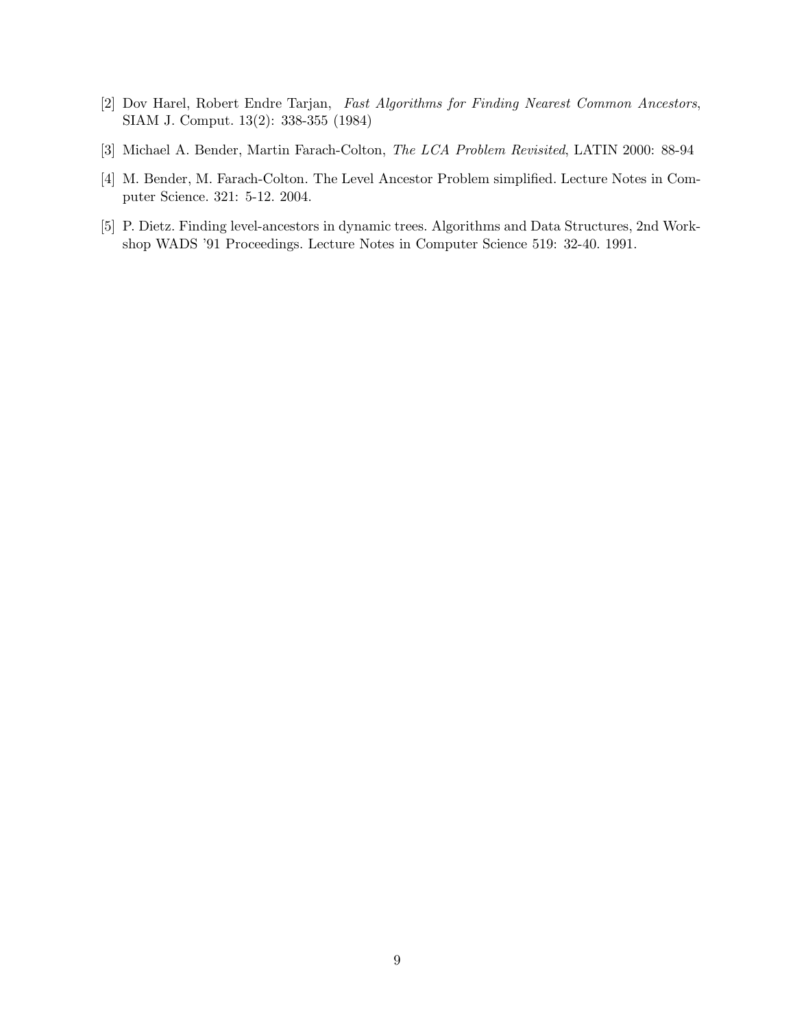[2] Dov Harel, Robert Endre Tarjan, *Fast Algorithms for Finding Nearest Common Ancestors*, SIAM J. Comput. 13(2): 338-355 (1984)

[3] Michael A. Bender, Martin Farach-Colton, *The LCA Problem Revisited*, LATIN 2000: 88-94

[4] M. Bender, M. Farach-Colton. The Level Ancestor Problem simplified. Lecture Notes in Computer Science. 321: 5-12. 2004.

[5] P. Dietz. Finding level-ancestors in dynamic trees. Algorithms and Data Structures, 2nd Workshop WADS '91 Proceedings. Lecture Notes in Computer Science 519: 32-40. 1991.